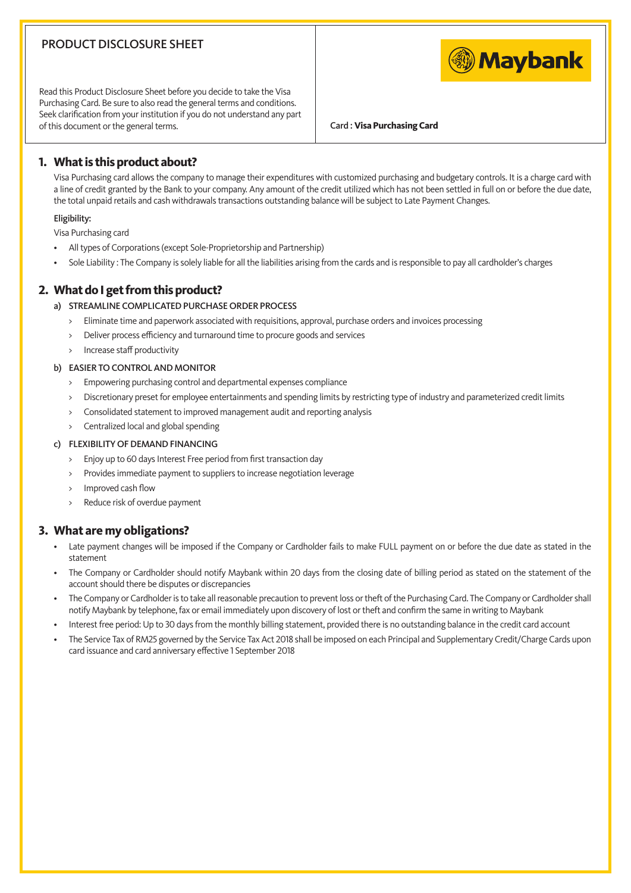# PRODUCT DISCLOSURE SHEET

Maybank

Read this Product Disclosure Sheet before you decide to take the Visa Purchasing Card. Be sure to also read the general terms and conditions. Seek clarification from your institution if you do not understand any part of this document or the general terms.

Card : **Visa Purchasing Card**

## 1. What is this product about?

Visa Purchasing card allows the company to manage their expenditures with customized purchasing and budgetary controls. It is a charge card with a line of credit granted by the Bank to your company. Any amount of the credit utilized which has not been settled in full on or before the due date, the total unpaid retails and cash withdrawals transactions outstanding balance will be subject to Late Payment Changes.

**Eligibility:**

Visa Purchasing card

- All types of Corporations (except Sole-Proprietorship and Partnership)
- Sole Liability : The Company is solely liable for all the liabilities arising from the cards and is responsible to pay all cardholder's charges

## 2. What do I get from this product?

### a) STREAMLINE COMPLICATED PURCHASE ORDER PROCESS

- Eliminate time and paperwork associated with requisitions, approval, purchase orders and invoices processing
- Deliver process efficiency and turnaround time to procure goods and services
- Increase staff productivity

### b) EASIER TO CONTROL AND MONITOR

- Empowering purchasing control and departmental expenses compliance
- Discretionary preset for employee entertainments and spending limits by restricting type of industry and parameterized credit limits
- Consolidated statement to improved management audit and reporting analysis
- Centralized local and global spending

### c) FLEXIBILITY OF DEMAND FINANCING

- Enjoy up to 60 days Interest Free period from first transaction day
- Provides immediate payment to suppliers to increase negotiation leverage
- Improved cash flow
- Reduce risk of overdue payment

## 3. What are my obligations?

- Late payment changes will be imposed if the Company or Cardholder fails to make FULL payment on or before the due date as stated in the statement
- The Company or Cardholder should notify Maybank within 20 days from the closing date of billing period as stated on the statement of the account should there be disputes or discrepancies
- The Company or Cardholder is to take all reasonable precaution to prevent loss or theft of the Purchasing Card. The Company or Cardholder shall notify Maybank by telephone, fax or email immediately upon discovery of lost or theft and confirm the same in writing to Maybank
- Interest free period: Up to 30 days from the monthly billing statement, provided there is no outstanding balance in the credit card account
- The Service Tax of RM25 governed by the Service Tax Act 2018 shall be imposed on each Principal and Supplementary Credit/Charge Cards upon card issuance and card anniversary effective 1 September 2018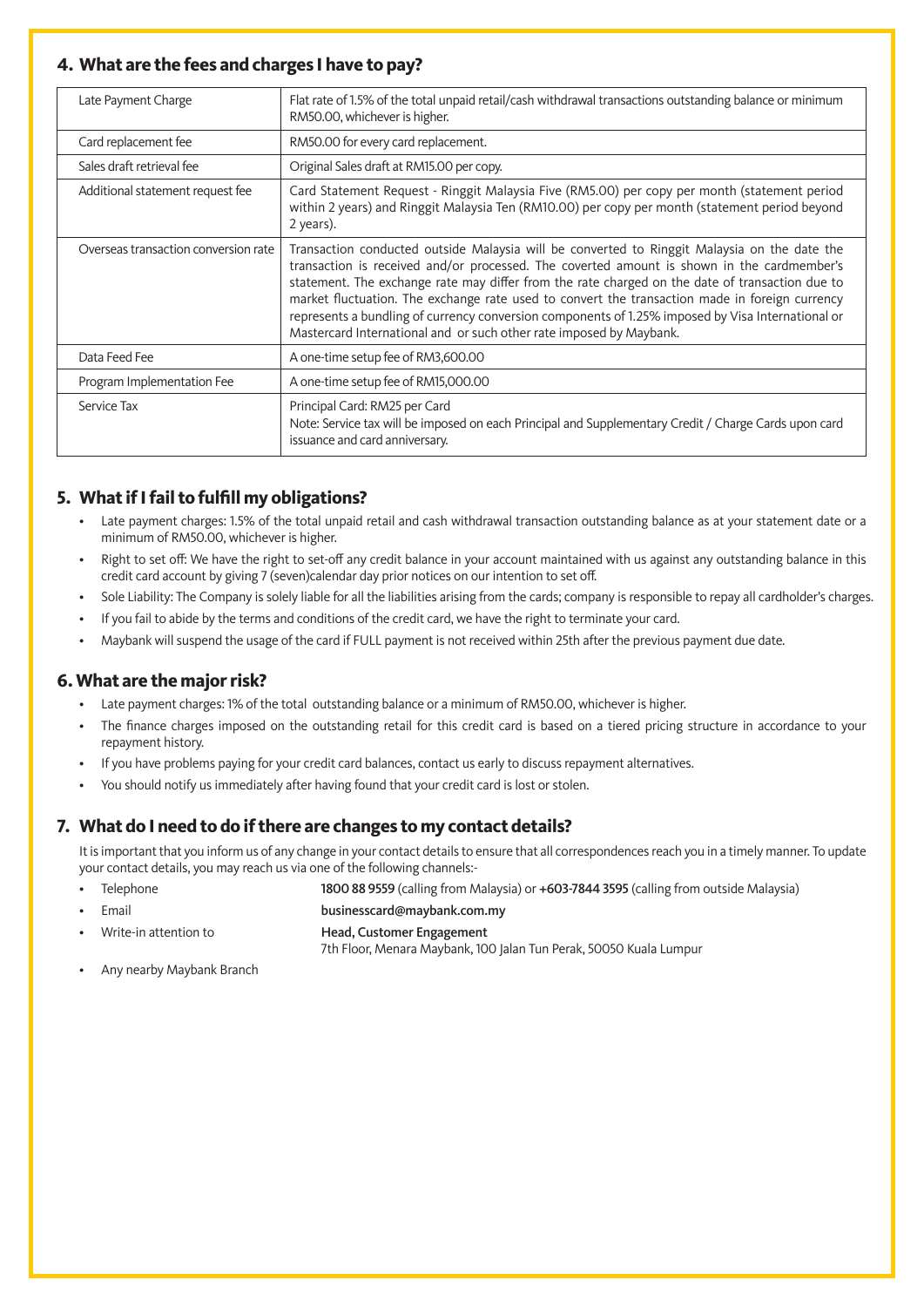## 4. What are the fees and charges I have to pay?

| | |
|---|---|
| Late Payment Charge | Flat rate of 1.5% of the total unpaid retail/cash withdrawal transactions outstanding balance or minimum RM50.00, whichever is higher. |
| Card replacement fee | RM50.00 for every card replacement. |
| Sales draft retrieval fee | Original Sales draft at RM15.00 per copy. |
| Additional statement request fee | Card Statement Request - Ringgit Malaysia Five (RM5.00) per copy per month (statement period within 2 years) and Ringgit Malaysia Ten (RM10.00) per copy per month (statement period beyond 2 years). |
| Overseas transaction conversion rate | Transaction conducted outside Malaysia will be converted to Ringgit Malaysia on the date the transaction is received and/or processed. The coverted amount is shown in the cardmember's statement. The exchange rate may differ from the rate charged on the date of transaction due to market fluctuation. The exchange rate used to convert the transaction made in foreign currency represents a bundling of currency conversion components of 1.25% imposed by Visa International or Mastercard International and or such other rate imposed by Maybank. |
| Data Feed Fee | A one-time setup fee of RM3,600.00 |
| Program Implementation Fee | A one-time setup fee of RM15,000.00 |
| Service Tax | Principal Card: RM25 per Card<br>Note: Service tax will be imposed on each Principal and Supplementary Credit / Charge Cards upon card issuance and card anniversary. |

## 5. What if I fail to fulfill my obligations?

- Late payment charges: 1.5% of the total unpaid retail and cash withdrawal transaction outstanding balance as at your statement date or a minimum of RM50.00, whichever is higher.
- Right to set off: We have the right to set-off any credit balance in your account maintained with us against any outstanding balance in this credit card account by giving 7 (seven)calendar day prior notices on our intention to set off.
- Sole Liability: The Company is solely liable for all the liabilities arising from the cards; company is responsible to repay all cardholder's charges.
- If you fail to abide by the terms and conditions of the credit card, we have the right to terminate your card.
- Maybank will suspend the usage of the card if FULL payment is not received within 25th after the previous payment due date.

## 6. What are the major risk?

- Late payment charges: 1% of the total outstanding balance or a minimum of RM50.00, whichever is higher.
- The finance charges imposed on the outstanding retail for this credit card is based on a tiered pricing structure in accordance to your repayment history.
- If you have problems paying for your credit card balances, contact us early to discuss repayment alternatives.
- You should notify us immediately after having found that your credit card is lost or stolen.

## 7. What do I need to do if there are changes to my contact details?

It is important that you inform us of any change in your contact details to ensure that all correspondences reach you in a timely manner. To update your contact details, you may reach us via one of the following channels:-

- Telephone: **1800 88 9559** (calling from Malaysia) or **+603-7844 3595** (calling from outside Malaysia)
- Email: **businesscard@maybank.com.my**
- Write-in attention to: **Head, Customer Engagement**
  7th Floor, Menara Maybank, 100 Jalan Tun Perak, 50050 Kuala Lumpur
- Any nearby Maybank Branch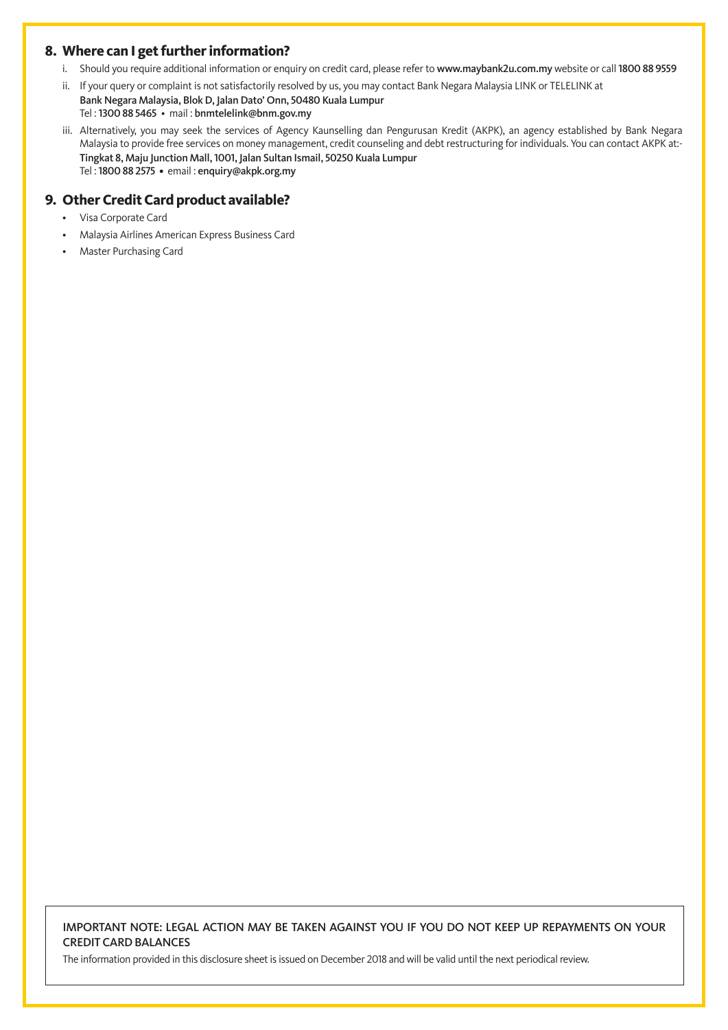## 8. Where can I get further information?

i. Should you require additional information or enquiry on credit card, please refer to **www.maybank2u.com.my** website or call **1800 88 9559**

ii. If your query or complaint is not satisfactorily resolved by us, you may contact Bank Negara Malaysia LINK or TELELINK at
**Bank Negara Malaysia, Blok D, Jalan Dato' Onn, 50480 Kuala Lumpur**
Tel : **1300 88 5465** • mail : **bnmtelelink@bnm.gov.my**

iii. Alternatively, you may seek the services of Agency Kaunselling dan Pengurusan Kredit (AKPK), an agency established by Bank Negara Malaysia to provide free services on money management, credit counseling and debt restructuring for individuals. You can contact AKPK at:-
**Tingkat 8, Maju Junction Mall, 1001, Jalan Sultan Ismail, 50250 Kuala Lumpur**
Tel : **1800 88 2575** • email : **enquiry@akpk.org.my**

## 9. Other Credit Card product available?

- Visa Corporate Card
- Malaysia Airlines American Express Business Card
- Master Purchasing Card

IMPORTANT NOTE: LEGAL ACTION MAY BE TAKEN AGAINST YOU IF YOU DO NOT KEEP UP REPAYMENTS ON YOUR CREDIT CARD BALANCES

The information provided in this disclosure sheet is issued on December 2018 and will be valid until the next periodical review.